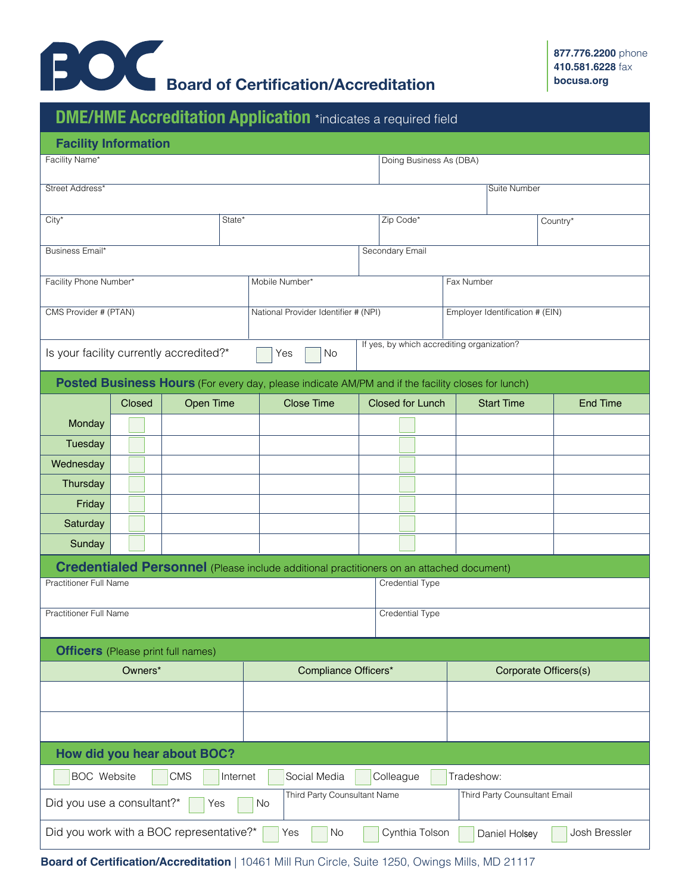# BOC Board of Certification/Accreditation

**877.776.2200** phone
**410.581.6228** fax
**bocusa.org**

## DME/HME Accreditation Application *indicates a required field

### Facility Information

| Facility Name* | Doing Business As (DBA) |
|---|---|
| | |

| Street Address* | Suite Number |
|---|---|
| | |

| City* | State* | Zip Code* | Country* |
|---|---|---|---|
| | | | |

| Business Email* | Secondary Email |
|---|---|
| | |

| Facility Phone Number* | Mobile Number* | Fax Number |
|---|---|---|
| | | |

| CMS Provider # (PTAN) | National Provider Identifier # (NPI) | Employer Identification # (EIN) |
|---|---|---|
| | | |

Is your facility currently accredited?* ☐ Yes ☐ No

If yes, by which accrediting organization?

### Posted Business Hours (For every day, please indicate AM/PM and if the facility closes for lunch)

| | Closed | Open Time | Close Time | Closed for Lunch | Start Time | End Time |
|---|---|---|---|---|---|---|
| Monday | ☐ | | | ☐ | | |
| Tuesday | ☐ | | | ☐ | | |
| Wednesday | ☐ | | | ☐ | | |
| Thursday | ☐ | | | ☐ | | |
| Friday | ☐ | | | ☐ | | |
| Saturday | ☐ | | | ☐ | | |
| Sunday | ☐ | | | ☐ | | |

### Credentialed Personnel (Please include additional practitioners on an attached document)

| Practitioner Full Name | Credential Type |
|---|---|
| | |
| Practitioner Full Name | Credential Type |
| | |

### Officers (Please print full names)

| Owners* | Compliance Officers* | Corporate Officers(s) |
|---|---|---|
| | | |
| | | |

### How did you hear about BOC?

☐ BOC Website ☐ CMS ☐ Internet ☐ Social Media ☐ Colleague ☐ Tradeshow:

Did you use a consultant?* ☐ Yes ☐ No

| Third Party Counsultant Name | Third Party Counsultant Email |
|---|---|
| | |

Did you work with a BOC representative?* ☐ Yes ☐ No ☐ Cynthia Tolson ☐ Daniel Holsey ☐ Josh Bressler

**Board of Certification/Accreditation** | 10461 Mill Run Circle, Suite 1250, Owings Mills, MD 21117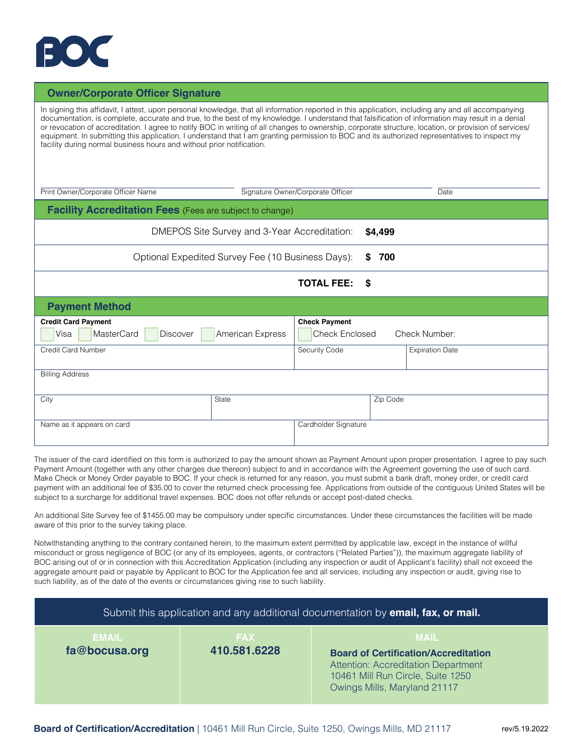BOC

## Owner/Corporate Officer Signature

In signing this affidavit, I attest, upon personal knowledge, that all information reported in this application, including any and all accompanying documentation, is complete, accurate and true, to the best of my knowledge. I understand that falsification of information may result in a denial or revocation of accreditation. I agree to notify BOC in writing of all changes to ownership, corporate structure, location, or provision of services/ equipment. In submitting this application, I understand that I am granting permission to BOC and its authorized representatives to inspect my facility during normal business hours and without prior notification.

| Print Owner/Corporate Officer Name | Signature Owner/Corporate Officer | Date |
|---|---|---|
| | | |

## Facility Accreditation Fees (Fees are subject to change)

| | |
|---|---|
| DMEPOS Site Survey and 3-Year Accreditation: | **$4,499** |
| Optional Expedited Survey Fee (10 Business Days): | **$ 700** |
| **TOTAL FEE:** | **$** |

## Payment Method

| | | | |
|---|---|---|---|
| **Credit Card Payment** ☐ Visa ☐ MasterCard ☐ Discover ☐ American Express | | **Check Payment** ☐ Check Enclosed Check Number: | |
| Credit Card Number | | Security Code | Expiration Date |
| Billing Address | | | |
| City | State | | Zip Code |
| Name as it appears on card | | Cardholder Signature | |

The issuer of the card identified on this form is authorized to pay the amount shown as Payment Amount upon proper presentation. I agree to pay such Payment Amount (together with any other charges due thereon) subject to and in accordance with the Agreement governing the use of such card. Make Check or Money Order payable to BOC. If your check is returned for any reason, you must submit a bank draft, money order, or credit card payment with an additional fee of $35.00 to cover the returned check processing fee. Applications from outside of the contiguous United States will be subject to a surcharge for additional travel expenses. BOC does not offer refunds or accept post-dated checks.

An additional Site Survey fee of $1455.00 may be compulsory under specific circumstances. Under these circumstances the facilities will be made aware of this prior to the survey taking place.

Notwithstanding anything to the contrary contained herein, to the maximum extent permitted by applicable law, except in the instance of willful misconduct or gross negligence of BOC (or any of its employees, agents, or contractors ("Related Parties")), the maximum aggregate liability of BOC arising out of or in connection with this Accreditation Application (including any inspection or audit of Applicant's facility) shall not exceed the aggregate amount paid or payable by Applicant to BOC for the Application fee and all services, including any inspection or audit, giving rise to such liability, as of the date of the events or circumstances giving rise to such liability.

Submit this application and any additional documentation by **email, fax, or mail.**

| EMAIL | FAX | MAIL |
|---|---|---|
| **fa@bocusa.org** | **410.581.6228** | **Board of Certification/Accreditation** Attention: Accreditation Department 10461 Mill Run Circle, Suite 1250 Owings Mills, Maryland 21117 |

**Board of Certification/Accreditation** | 10461 Mill Run Circle, Suite 1250, Owings Mills, MD 21117

rev/5.19.2022